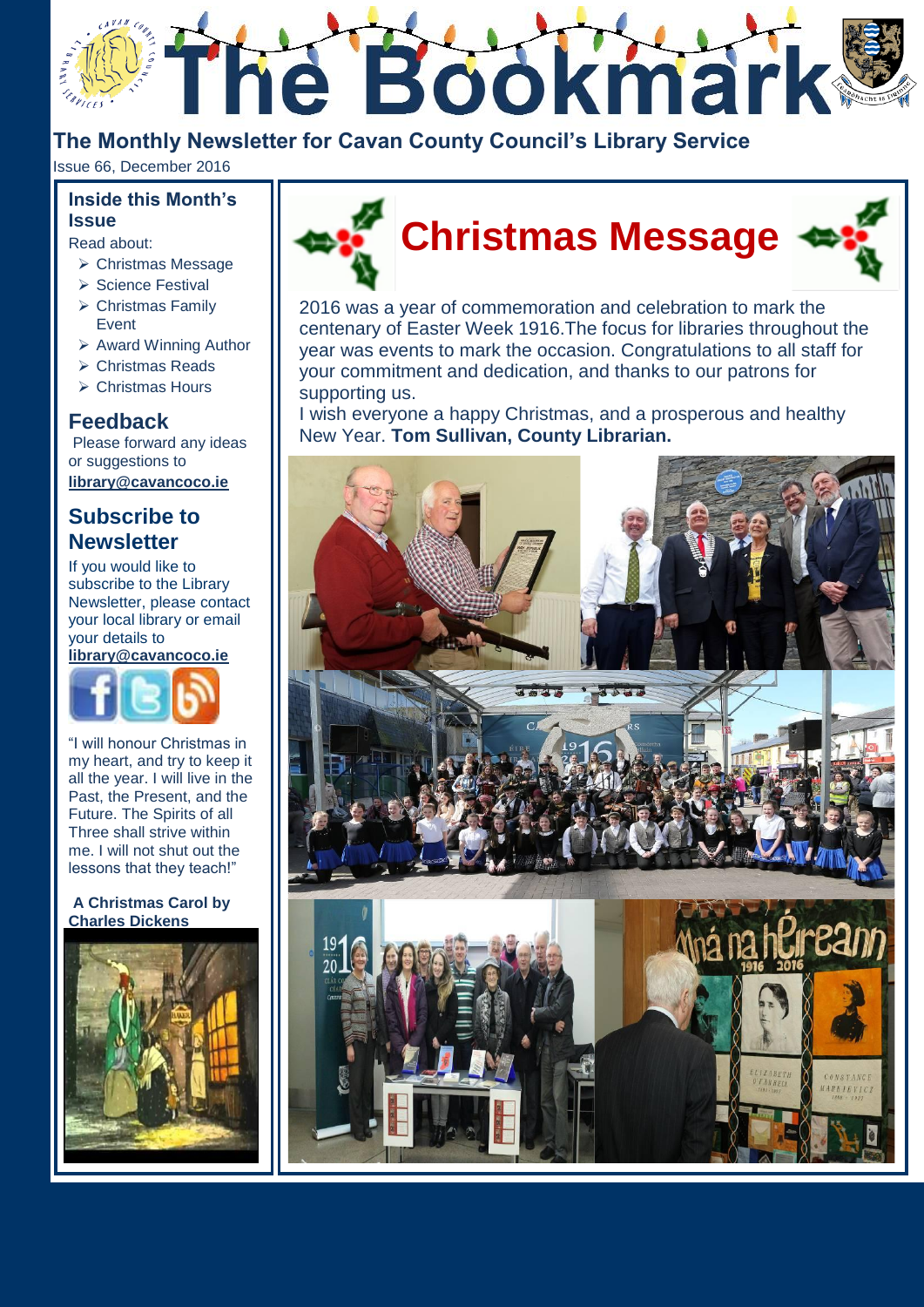# The Bookmark

## The Monthly Newsletter for Cavan County Council's Library Service

Issue 66, December 2016

### Inside this Month's Issue

Read about:

- Christmas Message
- Science Festival
- Christmas Family Event
- Award Winning Author
- Christmas Reads
- Christmas Hours

### Feedback

Please forward any ideas or suggestions to **library@cavancoco.ie**

### Subscribe to Newsletter

If you would like to subscribe to the Library Newsletter, please contact your local library or email your details to **library@cavancoco.ie**

"I will honour Christmas in my heart, and try to keep it all the year. I will live in the Past, the Present, and the Future. The Spirits of all Three shall strive within me. I will not shut out the lessons that they teach!"

**A Christmas Carol by Charles Dickens**

## Christmas Message

2016 was a year of commemoration and celebration to mark the centenary of Easter Week 1916.The focus for libraries throughout the year was events to mark the occasion. Congratulations to all staff for your commitment and dedication, and thanks to our patrons for supporting us.

I wish everyone a happy Christmas, and a prosperous and healthy New Year. **Tom Sullivan, County Librarian.**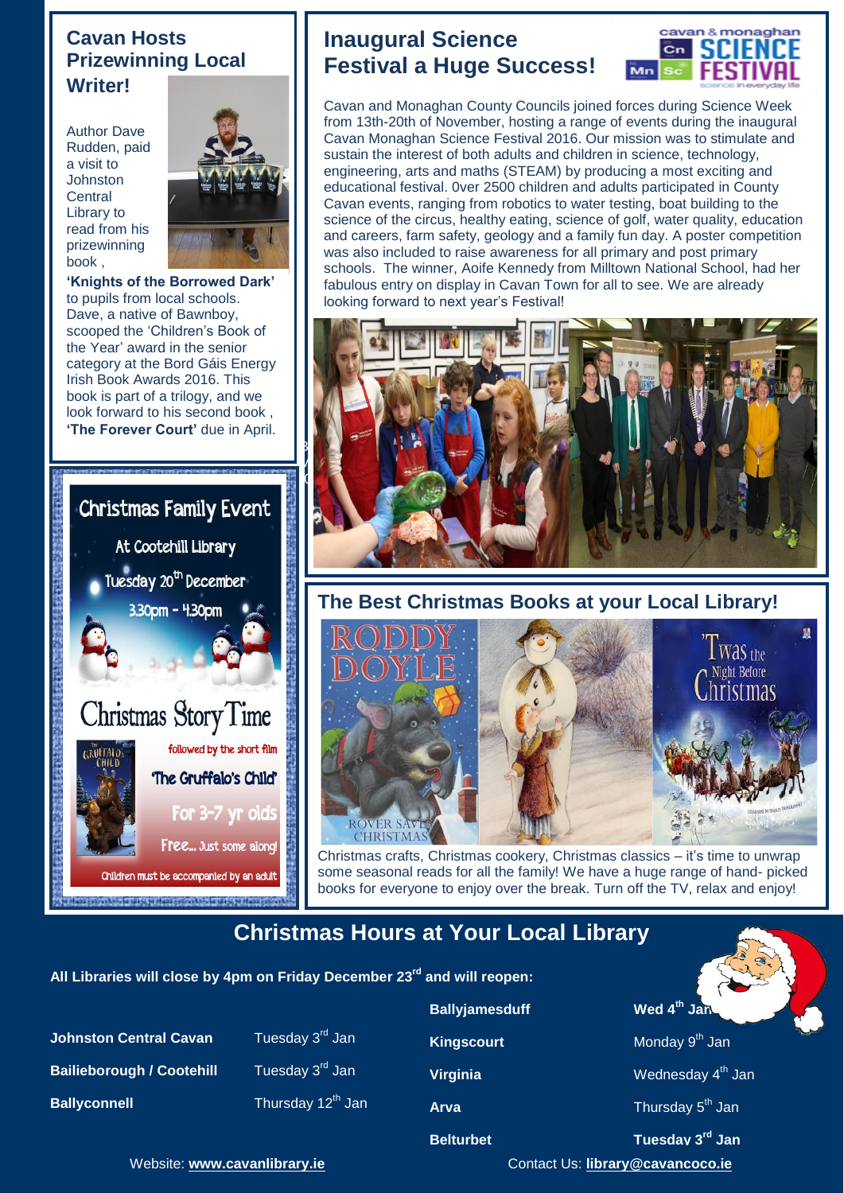## Cavan Hosts Prizewinning Local Writer!

Author Dave Rudden, paid a visit to Johnston Central Library to read from his prizewinning book , **'Knights of the Borrowed Dark'** to pupils from local schools. Dave, a native of Bawnboy, scooped the 'Children's Book of the Year' award in the senior category at the Bord Gáis Energy Irish Book Awards 2016. This book is part of a trilogy, and we look forward to his second book , **'The Forever Court'** due in April.

## Christmas Family Event

At Cootehill Library

Tuesday 20th December

3.30pm - 4.30pm

Christmas Story Time

followed by the short film

'The Gruffalo's Child'

For 3-7 yr olds

Free... Just some along!

Children must be accompanied by an adult

## Inaugural Science Festival a Huge Success!

Cavan and Monaghan County Councils joined forces during Science Week from 13th-20th of November, hosting a range of events during the inaugural Cavan Monaghan Science Festival 2016. Our mission was to stimulate and sustain the interest of both adults and children in science, technology, engineering, arts and maths (STEAM) by producing a most exciting and educational festival. 0ver 2500 children and adults participated in County Cavan events, ranging from robotics to water testing, boat building to the science of the circus, healthy eating, science of golf, water quality, education and careers, farm safety, geology and a family fun day. A poster competition was also included to raise awareness for all primary and post primary schools. The winner, Aoife Kennedy from Milltown National School, had her fabulous entry on display in Cavan Town for all to see. We are already looking forward to next year's Festival!

## The Best Christmas Books at your Local Library!

Christmas crafts, Christmas cookery, Christmas classics – it's time to unwrap some seasonal reads for all the family! We have a huge range of hand- picked books for everyone to enjoy over the break. Turn off the TV, relax and enjoy!

## Christmas Hours at Your Local Library

**All Libraries will close by 4pm on Friday December 23rd and will reopen:**

| | | | |
|---|---|---|---|
| | | **Ballyjamesduff** | **Wed 4th Jan** |
| **Johnston Central Cavan** | Tuesday 3rd Jan | **Kingscourt** | Monday 9th Jan |
| **Bailieborough / Cootehill** | Tuesday 3rd Jan | **Virginia** | Wednesday 4th Jan |
| **Ballyconnell** | Thursday 12th Jan | **Arva** | Thursday 5th Jan |
| | | **Belturbet** | **Tuesday 3rd Jan** |

Website: **www.cavanlibrary.ie** Contact Us: **library@cavancoco.ie**